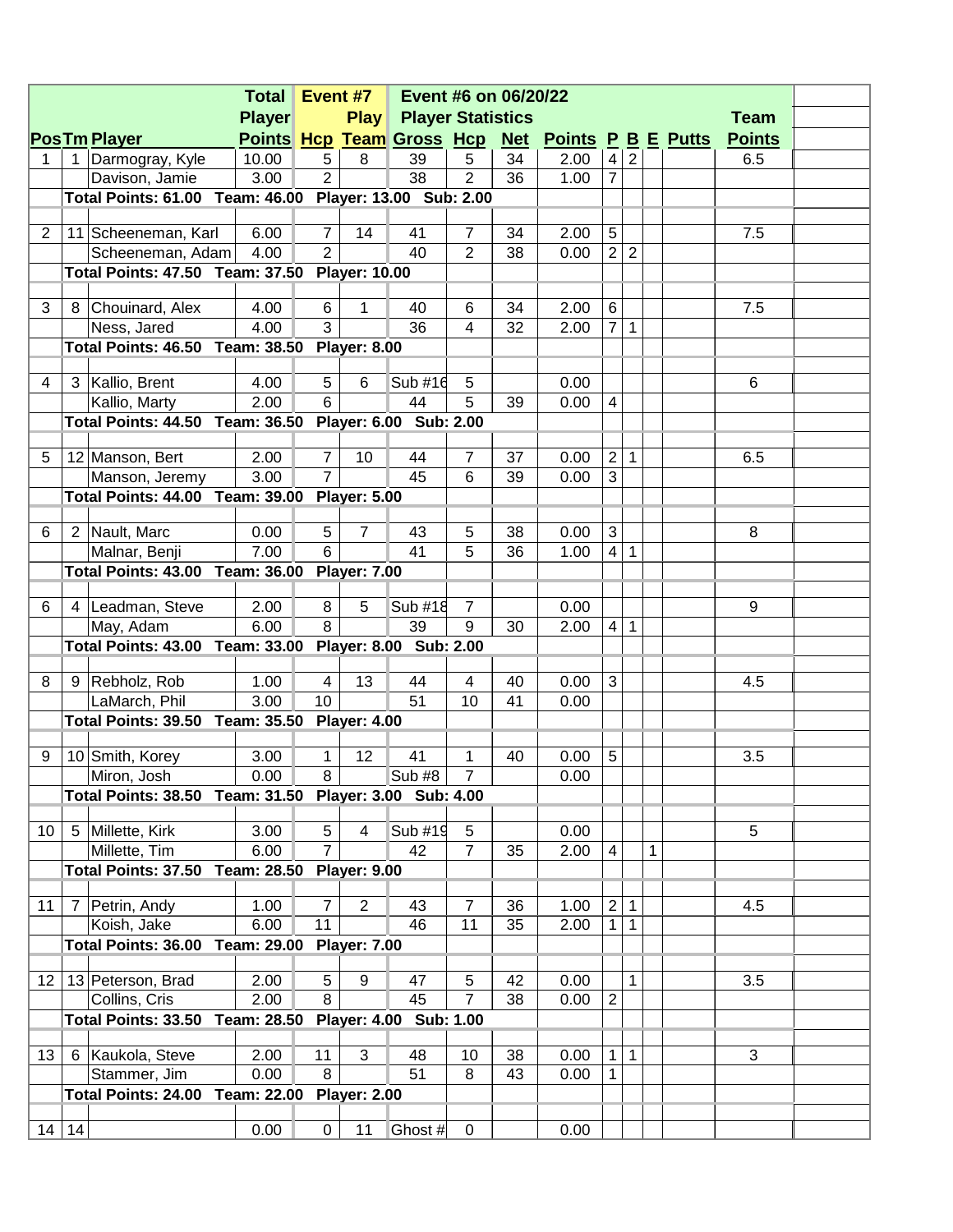| Pos | Tm | Player | Total Player Points | Event #7 Hcp | Play Team | Event #6 on 06/20/22 Player Statistics Gross | Hcp | Net | Points | P | B | E | Putts | Team Points |
|---|---|---|---|---|---|---|---|---|---|---|---|---|---|---|
| 1 | 1 | Darmogray, Kyle | 10.00 | 5 | 8 | 39 | 5 | 34 | 2.00 | 4 | 2 | | | 6.5 |
| | | Davison, Jamie | 3.00 | 2 | | 38 | 2 | 36 | 1.00 | 7 | | | | |
| | | Total Points: 61.00 Team: 46.00 Player: 13.00 Sub: 2.00 | | | | | | | | | | | | |
| 2 | 11 | Scheeneman, Karl | 6.00 | 7 | 14 | 41 | 7 | 34 | 2.00 | 5 | | | | 7.5 |
| | | Scheeneman, Adam | 4.00 | 2 | | 40 | 2 | 38 | 0.00 | 2 | 2 | | | |
| | | Total Points: 47.50 Team: 37.50 Player: 10.00 | | | | | | | | | | | | |
| 3 | 8 | Chouinard, Alex | 4.00 | 6 | 1 | 40 | 6 | 34 | 2.00 | 6 | | | | 7.5 |
| | | Ness, Jared | 4.00 | 3 | | 36 | 4 | 32 | 2.00 | 7 | 1 | | | |
| | | Total Points: 46.50 Team: 38.50 Player: 8.00 | | | | | | | | | | | | |
| 4 | 3 | Kallio, Brent | 4.00 | 5 | 6 | Sub #16 | 5 | | 0.00 | | | | | 6 |
| | | Kallio, Marty | 2.00 | 6 | | 44 | 5 | 39 | 0.00 | 4 | | | | |
| | | Total Points: 44.50 Team: 36.50 Player: 6.00 Sub: 2.00 | | | | | | | | | | | | |
| 5 | 12 | Manson, Bert | 2.00 | 7 | 10 | 44 | 7 | 37 | 0.00 | 2 | 1 | | | 6.5 |
| | | Manson, Jeremy | 3.00 | 7 | | 45 | 6 | 39 | 0.00 | 3 | | | | |
| | | Total Points: 44.00 Team: 39.00 Player: 5.00 | | | | | | | | | | | | |
| 6 | 2 | Nault, Marc | 0.00 | 5 | 7 | 43 | 5 | 38 | 0.00 | 3 | | | | 8 |
| | | Malnar, Benji | 7.00 | 6 | | 41 | 5 | 36 | 1.00 | 4 | 1 | | | |
| | | Total Points: 43.00 Team: 36.00 Player: 7.00 | | | | | | | | | | | | |
| 6 | 4 | Leadman, Steve | 2.00 | 8 | 5 | Sub #18 | 7 | | 0.00 | | | | | 9 |
| | | May, Adam | 6.00 | 8 | | 39 | 9 | 30 | 2.00 | 4 | 1 | | | |
| | | Total Points: 43.00 Team: 33.00 Player: 8.00 Sub: 2.00 | | | | | | | | | | | | |
| 8 | 9 | Rebholz, Rob | 1.00 | 4 | 13 | 44 | 4 | 40 | 0.00 | 3 | | | | 4.5 |
| | | LaMarch, Phil | 3.00 | 10 | | 51 | 10 | 41 | 0.00 | | | | | |
| | | Total Points: 39.50 Team: 35.50 Player: 4.00 | | | | | | | | | | | | |
| 9 | 10 | Smith, Korey | 3.00 | 1 | 12 | 41 | 1 | 40 | 0.00 | 5 | | | | 3.5 |
| | | Miron, Josh | 0.00 | 8 | | Sub #8 | 7 | | 0.00 | | | | | |
| | | Total Points: 38.50 Team: 31.50 Player: 3.00 Sub: 4.00 | | | | | | | | | | | | |
| 10 | 5 | Millette, Kirk | 3.00 | 5 | 4 | Sub #19 | 5 | | 0.00 | | | | | 5 |
| | | Millette, Tim | 6.00 | 7 | | 42 | 7 | 35 | 2.00 | 4 | | 1 | | |
| | | Total Points: 37.50 Team: 28.50 Player: 9.00 | | | | | | | | | | | | |
| 11 | 7 | Petrin, Andy | 1.00 | 7 | 2 | 43 | 7 | 36 | 1.00 | 2 | 1 | | | 4.5 |
| | | Koish, Jake | 6.00 | 11 | | 46 | 11 | 35 | 2.00 | 1 | 1 | | | |
| | | Total Points: 36.00 Team: 29.00 Player: 7.00 | | | | | | | | | | | | |
| 12 | 13 | Peterson, Brad | 2.00 | 5 | 9 | 47 | 5 | 42 | 0.00 | | 1 | | | 3.5 |
| | | Collins, Cris | 2.00 | 8 | | 45 | 7 | 38 | 0.00 | 2 | | | | |
| | | Total Points: 33.50 Team: 28.50 Player: 4.00 Sub: 1.00 | | | | | | | | | | | | |
| 13 | 6 | Kaukola, Steve | 2.00 | 11 | 3 | 48 | 10 | 38 | 0.00 | 1 | 1 | | | 3 |
| | | Stammer, Jim | 0.00 | 8 | | 51 | 8 | 43 | 0.00 | 1 | | | | |
| | | Total Points: 24.00 Team: 22.00 Player: 2.00 | | | | | | | | | | | | |
| 14 | 14 | | 0.00 | 0 | 11 | Ghost # | 0 | | 0.00 | | | | | |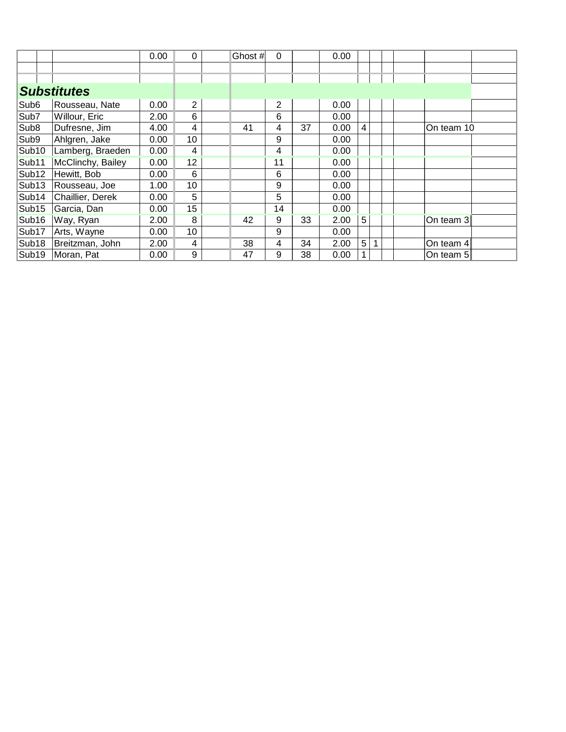| | | | | | | | | | | | | | | | |
|---|---|---|---|---|---|---|---|---|---|---|---|---|---|---|---|
| | | | 0.00 | 0 | | Ghost # | 0 | | 0.00 | | | | | | |
| | | | | | | | | | | | | | | | |
| | | | | | | | | | | | | | | | |
| ***Substitutes*** | | | | | | | | | | | | | | | |
| Sub6 | | Rousseau, Nate | 0.00 | 2 | | | 2 | | 0.00 | | | | | | |
| Sub7 | | Willour, Eric | 2.00 | 6 | | | 6 | | 0.00 | | | | | | |
| Sub8 | | Dufresne, Jim | 4.00 | 4 | | 41 | 4 | 37 | 0.00 | 4 | | | | On team 10 | |
| Sub9 | | Ahlgren, Jake | 0.00 | 10 | | | 9 | | 0.00 | | | | | | |
| Sub10 | | Lamberg, Braeden | 0.00 | 4 | | | 4 | | 0.00 | | | | | | |
| Sub11 | | McClinchy, Bailey | 0.00 | 12 | | | 11 | | 0.00 | | | | | | |
| Sub12 | | Hewitt, Bob | 0.00 | 6 | | | 6 | | 0.00 | | | | | | |
| Sub13 | | Rousseau, Joe | 1.00 | 10 | | | 9 | | 0.00 | | | | | | |
| Sub14 | | Chaillier, Derek | 0.00 | 5 | | | 5 | | 0.00 | | | | | | |
| Sub15 | | Garcia, Dan | 0.00 | 15 | | | 14 | | 0.00 | | | | | | |
| Sub16 | | Way, Ryan | 2.00 | 8 | | 42 | 9 | 33 | 2.00 | 5 | | | | On team 3 | |
| Sub17 | | Arts, Wayne | 0.00 | 10 | | | 9 | | 0.00 | | | | | | |
| Sub18 | | Breitzman, John | 2.00 | 4 | | 38 | 4 | 34 | 2.00 | 5 | 1 | | | On team 4 | |
| Sub19 | | Moran, Pat | 0.00 | 9 | | 47 | 9 | 38 | 0.00 | 1 | | | | On team 5 | |